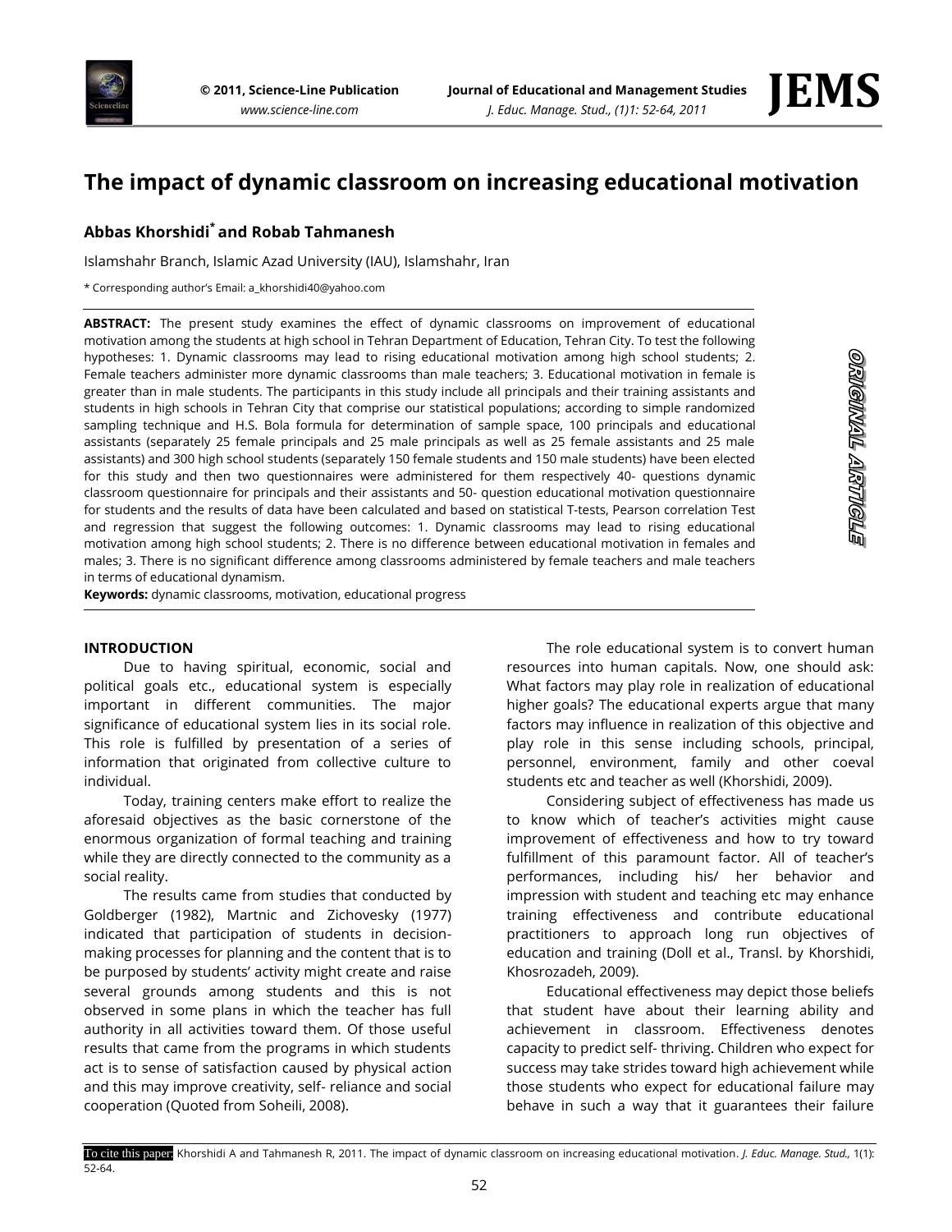# The impact of dynamic classroom on increasing educational motivation

**Abbas Khorshidi*** **and Robab Tahmanesh**

Islamshahr Branch, Islamic Azad University (IAU), Islamshahr, Iran

* Corresponding author's Email: a_khorshidi40@yahoo.com

**ABSTRACT:** The present study examines the effect of dynamic classrooms on improvement of educational motivation among the students at high school in Tehran Department of Education, Tehran City. To test the following hypotheses: 1. Dynamic classrooms may lead to rising educational motivation among high school students; 2. Female teachers administer more dynamic classrooms than male teachers; 3. Educational motivation in female is greater than in male students. The participants in this study include all principals and their training assistants and students in high schools in Tehran City that comprise our statistical populations; according to simple randomized sampling technique and H.S. Bola formula for determination of sample space, 100 principals and educational assistants (separately 25 female principals and 25 male principals as well as 25 female assistants and 25 male assistants) and 300 high school students (separately 150 female students and 150 male students) have been elected for this study and then two questionnaires were administered for them respectively 40- questions dynamic classroom questionnaire for principals and their assistants and 50- question educational motivation questionnaire for students and the results of data have been calculated and based on statistical T-tests, Pearson correlation Test and regression that suggest the following outcomes: 1. Dynamic classrooms may lead to rising educational motivation among high school students; 2. There is no difference between educational motivation in females and males; 3. There is no significant difference among classrooms administered by female teachers and male teachers in terms of educational dynamism.

**Keywords:** dynamic classrooms, motivation, educational progress

ORIGINAL ARTICLE

## INTRODUCTION

Due to having spiritual, economic, social and political goals etc., educational system is especially important in different communities. The major significance of educational system lies in its social role. This role is fulfilled by presentation of a series of information that originated from collective culture to individual.

Today, training centers make effort to realize the aforesaid objectives as the basic cornerstone of the enormous organization of formal teaching and training while they are directly connected to the community as a social reality.

The results came from studies that conducted by Goldberger (1982), Martnic and Zichovesky (1977) indicated that participation of students in decision-making processes for planning and the content that is to be purposed by students' activity might create and raise several grounds among students and this is not observed in some plans in which the teacher has full authority in all activities toward them. Of those useful results that came from the programs in which students act is to sense of satisfaction caused by physical action and this may improve creativity, self- reliance and social cooperation (Quoted from Soheili, 2008).

The role educational system is to convert human resources into human capitals. Now, one should ask: What factors may play role in realization of educational higher goals? The educational experts argue that many factors may influence in realization of this objective and play role in this sense including schools, principal, personnel, environment, family and other coeval students etc and teacher as well (Khorshidi, 2009).

Considering subject of effectiveness has made us to know which of teacher's activities might cause improvement of effectiveness and how to try toward fulfillment of this paramount factor. All of teacher's performances, including his/ her behavior and impression with student and teaching etc may enhance training effectiveness and contribute educational practitioners to approach long run objectives of education and training (Doll et al., Transl. by Khorshidi, Khosrozadeh, 2009).

Educational effectiveness may depict those beliefs that student have about their learning ability and achievement in classroom. Effectiveness denotes capacity to predict self- thriving. Children who expect for success may take strides toward high achievement while those students who expect for educational failure may behave in such a way that it guarantees their failure

To cite this paper: Khorshidi A and Tahmanesh R, 2011. The impact of dynamic classroom on increasing educational motivation. *J. Educ. Manage. Stud.,* 1(1): 52-64.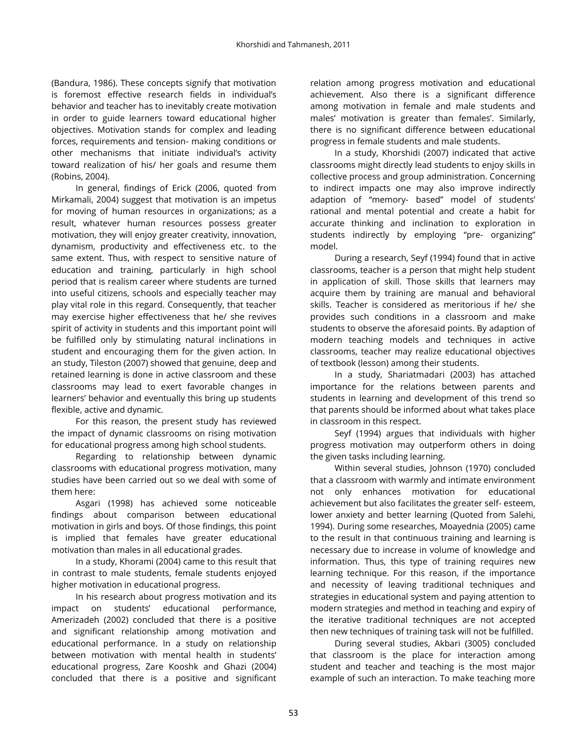(Bandura, 1986). These concepts signify that motivation is foremost effective research fields in individual's behavior and teacher has to inevitably create motivation in order to guide learners toward educational higher objectives. Motivation stands for complex and leading forces, requirements and tension- making conditions or other mechanisms that initiate individual's activity toward realization of his/ her goals and resume them (Robins, 2004).

In general, findings of Erick (2006, quoted from Mirkamali, 2004) suggest that motivation is an impetus for moving of human resources in organizations; as a result, whatever human resources possess greater motivation, they will enjoy greater creativity, innovation, dynamism, productivity and effectiveness etc. to the same extent. Thus, with respect to sensitive nature of education and training, particularly in high school period that is realism career where students are turned into useful citizens, schools and especially teacher may play vital role in this regard. Consequently, that teacher may exercise higher effectiveness that he/ she revives spirit of activity in students and this important point will be fulfilled only by stimulating natural inclinations in student and encouraging them for the given action. In an study, Tileston (2007) showed that genuine, deep and retained learning is done in active classroom and these classrooms may lead to exert favorable changes in learners' behavior and eventually this bring up students flexible, active and dynamic.

For this reason, the present study has reviewed the impact of dynamic classrooms on rising motivation for educational progress among high school students.

Regarding to relationship between dynamic classrooms with educational progress motivation, many studies have been carried out so we deal with some of them here:

Asgari (1998) has achieved some noticeable findings about comparison between educational motivation in girls and boys. Of those findings, this point is implied that females have greater educational motivation than males in all educational grades.

In a study, Khorami (2004) came to this result that in contrast to male students, female students enjoyed higher motivation in educational progress.

In his research about progress motivation and its impact on students' educational performance, Amerizadeh (2002) concluded that there is a positive and significant relationship among motivation and educational performance. In a study on relationship between motivation with mental health in students' educational progress, Zare Kooshk and Ghazi (2004) concluded that there is a positive and significant relation among progress motivation and educational achievement. Also there is a significant difference among motivation in female and male students and males' motivation is greater than females'. Similarly, there is no significant difference between educational progress in female students and male students.

In a study, Khorshidi (2007) indicated that active classrooms might directly lead students to enjoy skills in collective process and group administration. Concerning to indirect impacts one may also improve indirectly adaption of "memory- based" model of students' rational and mental potential and create a habit for accurate thinking and inclination to exploration in students indirectly by employing "pre- organizing" model.

During a research, Seyf (1994) found that in active classrooms, teacher is a person that might help student in application of skill. Those skills that learners may acquire them by training are manual and behavioral skills. Teacher is considered as meritorious if he/ she provides such conditions in a classroom and make students to observe the aforesaid points. By adaption of modern teaching models and techniques in active classrooms, teacher may realize educational objectives of textbook (lesson) among their students.

In a study, Shariatmadari (2003) has attached importance for the relations between parents and students in learning and development of this trend so that parents should be informed about what takes place in classroom in this respect.

Seyf (1994) argues that individuals with higher progress motivation may outperform others in doing the given tasks including learning.

Within several studies, Johnson (1970) concluded that a classroom with warmly and intimate environment not only enhances motivation for educational achievement but also facilitates the greater self- esteem, lower anxiety and better learning (Quoted from Salehi, 1994). During some researches, Moayednia (2005) came to the result in that continuous training and learning is necessary due to increase in volume of knowledge and information. Thus, this type of training requires new learning technique. For this reason, if the importance and necessity of leaving traditional techniques and strategies in educational system and paying attention to modern strategies and method in teaching and expiry of the iterative traditional techniques are not accepted then new techniques of training task will not be fulfilled.

During several studies, Akbari (3005) concluded that classroom is the place for interaction among student and teacher and teaching is the most major example of such an interaction. To make teaching more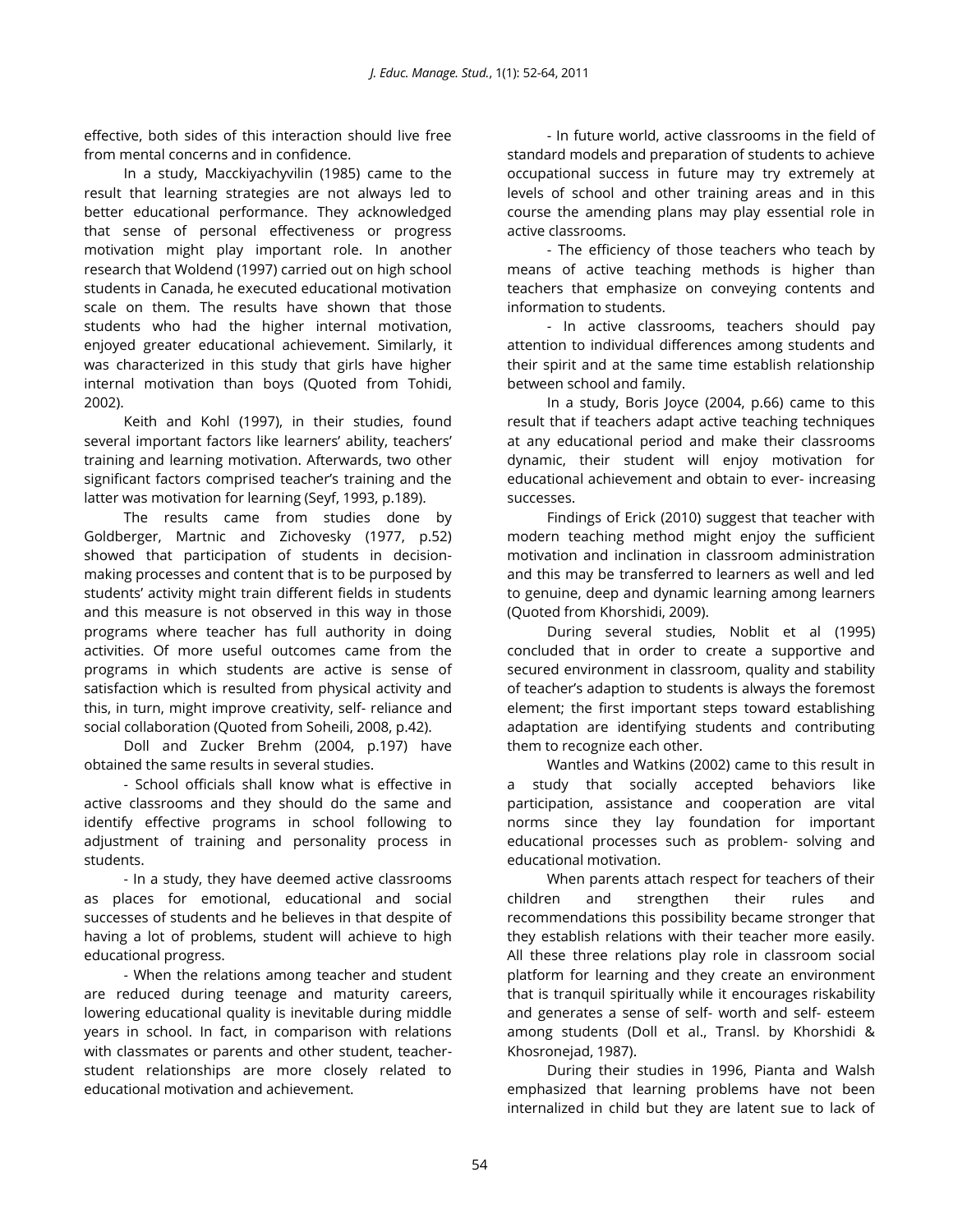effective, both sides of this interaction should live free from mental concerns and in confidence.

In a study, Macckiyachyvilin (1985) came to the result that learning strategies are not always led to better educational performance. They acknowledged that sense of personal effectiveness or progress motivation might play important role. In another research that Woldend (1997) carried out on high school students in Canada, he executed educational motivation scale on them. The results have shown that those students who had the higher internal motivation, enjoyed greater educational achievement. Similarly, it was characterized in this study that girls have higher internal motivation than boys (Quoted from Tohidi, 2002).

Keith and Kohl (1997), in their studies, found several important factors like learners' ability, teachers' training and learning motivation. Afterwards, two other significant factors comprised teacher's training and the latter was motivation for learning (Seyf, 1993, p.189).

The results came from studies done by Goldberger, Martnic and Zichovesky (1977, p.52) showed that participation of students in decision-making processes and content that is to be purposed by students' activity might train different fields in students and this measure is not observed in this way in those programs where teacher has full authority in doing activities. Of more useful outcomes came from the programs in which students are active is sense of satisfaction which is resulted from physical activity and this, in turn, might improve creativity, self- reliance and social collaboration (Quoted from Soheili, 2008, p.42).

Doll and Zucker Brehm (2004, p.197) have obtained the same results in several studies.

- School officials shall know what is effective in active classrooms and they should do the same and identify effective programs in school following to adjustment of training and personality process in students.

- In a study, they have deemed active classrooms as places for emotional, educational and social successes of students and he believes in that despite of having a lot of problems, student will achieve to high educational progress.

- When the relations among teacher and student are reduced during teenage and maturity careers, lowering educational quality is inevitable during middle years in school. In fact, in comparison with relations with classmates or parents and other student, teacher-student relationships are more closely related to educational motivation and achievement.

- In future world, active classrooms in the field of standard models and preparation of students to achieve occupational success in future may try extremely at levels of school and other training areas and in this course the amending plans may play essential role in active classrooms.

- The efficiency of those teachers who teach by means of active teaching methods is higher than teachers that emphasize on conveying contents and information to students.

- In active classrooms, teachers should pay attention to individual differences among students and their spirit and at the same time establish relationship between school and family.

In a study, Boris Joyce (2004, p.66) came to this result that if teachers adapt active teaching techniques at any educational period and make their classrooms dynamic, their student will enjoy motivation for educational achievement and obtain to ever- increasing successes.

Findings of Erick (2010) suggest that teacher with modern teaching method might enjoy the sufficient motivation and inclination in classroom administration and this may be transferred to learners as well and led to genuine, deep and dynamic learning among learners (Quoted from Khorshidi, 2009).

During several studies, Noblit et al (1995) concluded that in order to create a supportive and secured environment in classroom, quality and stability of teacher's adaption to students is always the foremost element; the first important steps toward establishing adaptation are identifying students and contributing them to recognize each other.

Wantles and Watkins (2002) came to this result in a study that socially accepted behaviors like participation, assistance and cooperation are vital norms since they lay foundation for important educational processes such as problem- solving and educational motivation.

When parents attach respect for teachers of their children and strengthen their rules and recommendations this possibility became stronger that they establish relations with their teacher more easily. All these three relations play role in classroom social platform for learning and they create an environment that is tranquil spiritually while it encourages riskability and generates a sense of self- worth and self- esteem among students (Doll et al., Transl. by Khorshidi & Khosronejad, 1987).

During their studies in 1996, Pianta and Walsh emphasized that learning problems have not been internalized in child but they are latent sue to lack of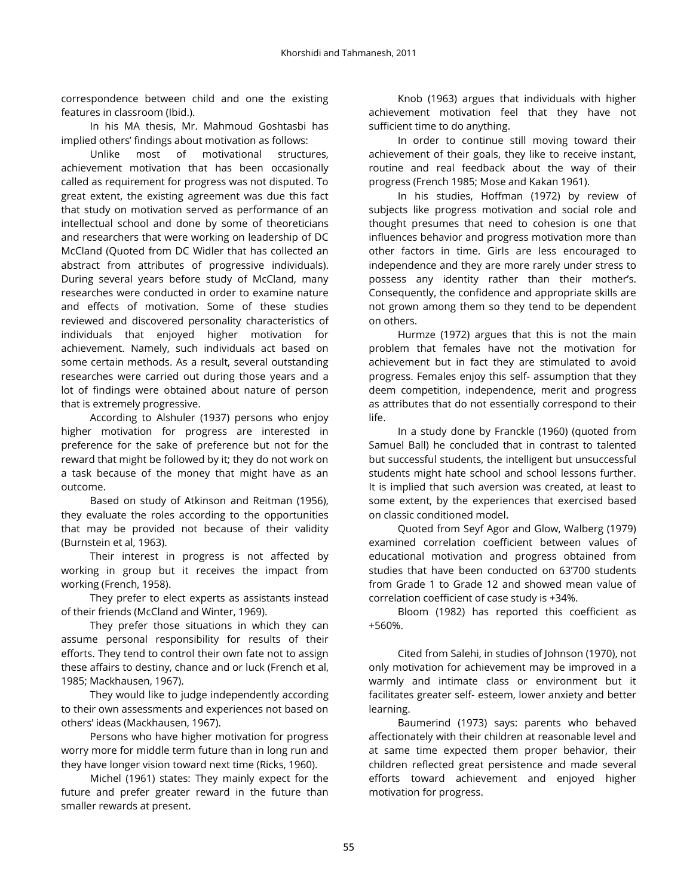correspondence between child and one the existing features in classroom (Ibid.).

In his MA thesis, Mr. Mahmoud Goshtasbi has implied others' findings about motivation as follows:

Unlike most of motivational structures, achievement motivation that has been occasionally called as requirement for progress was not disputed. To great extent, the existing agreement was due this fact that study on motivation served as performance of an intellectual school and done by some of theoreticians and researchers that were working on leadership of DC McCland (Quoted from DC Widler that has collected an abstract from attributes of progressive individuals). During several years before study of McCland, many researches were conducted in order to examine nature and effects of motivation. Some of these studies reviewed and discovered personality characteristics of individuals that enjoyed higher motivation for achievement. Namely, such individuals act based on some certain methods. As a result, several outstanding researches were carried out during those years and a lot of findings were obtained about nature of person that is extremely progressive.

According to Alshuler (1937) persons who enjoy higher motivation for progress are interested in preference for the sake of preference but not for the reward that might be followed by it; they do not work on a task because of the money that might have as an outcome.

Based on study of Atkinson and Reitman (1956), they evaluate the roles according to the opportunities that may be provided not because of their validity (Burnstein et al, 1963).

Their interest in progress is not affected by working in group but it receives the impact from working (French, 1958).

They prefer to elect experts as assistants instead of their friends (McCland and Winter, 1969).

They prefer those situations in which they can assume personal responsibility for results of their efforts. They tend to control their own fate not to assign these affairs to destiny, chance and or luck (French et al, 1985; Mackhausen, 1967).

They would like to judge independently according to their own assessments and experiences not based on others' ideas (Mackhausen, 1967).

Persons who have higher motivation for progress worry more for middle term future than in long run and they have longer vision toward next time (Ricks, 1960).

Michel (1961) states: They mainly expect for the future and prefer greater reward in the future than smaller rewards at present.

Knob (1963) argues that individuals with higher achievement motivation feel that they have not sufficient time to do anything.

In order to continue still moving toward their achievement of their goals, they like to receive instant, routine and real feedback about the way of their progress (French 1985; Mose and Kakan 1961).

In his studies, Hoffman (1972) by review of subjects like progress motivation and social role and thought presumes that need to cohesion is one that influences behavior and progress motivation more than other factors in time. Girls are less encouraged to independence and they are more rarely under stress to possess any identity rather than their mother's. Consequently, the confidence and appropriate skills are not grown among them so they tend to be dependent on others.

Hurmze (1972) argues that this is not the main problem that females have not the motivation for achievement but in fact they are stimulated to avoid progress. Females enjoy this self- assumption that they deem competition, independence, merit and progress as attributes that do not essentially correspond to their life.

In a study done by Franckle (1960) (quoted from Samuel Ball) he concluded that in contrast to talented but successful students, the intelligent but unsuccessful students might hate school and school lessons further. It is implied that such aversion was created, at least to some extent, by the experiences that exercised based on classic conditioned model.

Quoted from Seyf Agor and Glow, Walberg (1979) examined correlation coefficient between values of educational motivation and progress obtained from studies that have been conducted on 63'700 students from Grade 1 to Grade 12 and showed mean value of correlation coefficient of case study is +34%.

Bloom (1982) has reported this coefficient as +560%.

Cited from Salehi, in studies of Johnson (1970), not only motivation for achievement may be improved in a warmly and intimate class or environment but it facilitates greater self- esteem, lower anxiety and better learning.

Baumerind (1973) says: parents who behaved affectionately with their children at reasonable level and at same time expected them proper behavior, their children reflected great persistence and made several efforts toward achievement and enjoyed higher motivation for progress.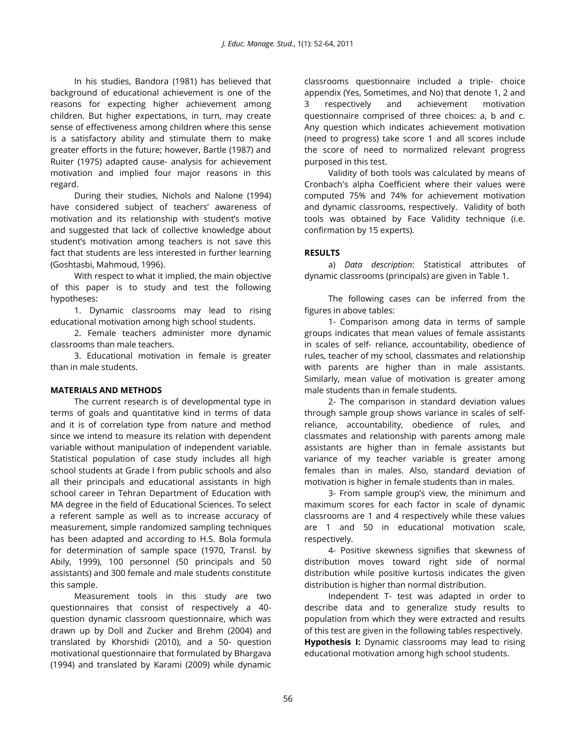In his studies, Bandora (1981) has believed that background of educational achievement is one of the reasons for expecting higher achievement among children. But higher expectations, in turn, may create sense of effectiveness among children where this sense is a satisfactory ability and stimulate them to make greater efforts in the future; however, Bartle (1987) and Ruiter (1975) adapted cause- analysis for achievement motivation and implied four major reasons in this regard.

During their studies, Nichols and Nalone (1994) have considered subject of teachers' awareness of motivation and its relationship with student's motive and suggested that lack of collective knowledge about student's motivation among teachers is not save this fact that students are less interested in further learning (Goshtasbi, Mahmoud, 1996).

With respect to what it implied, the main objective of this paper is to study and test the following hypotheses:

1. Dynamic classrooms may lead to rising educational motivation among high school students.

2. Female teachers administer more dynamic classrooms than male teachers.

3. Educational motivation in female is greater than in male students.

## MATERIALS AND METHODS

The current research is of developmental type in terms of goals and quantitative kind in terms of data and it is of correlation type from nature and method since we intend to measure its relation with dependent variable without manipulation of independent variable. Statistical population of case study includes all high school students at Grade I from public schools and also all their principals and educational assistants in high school career in Tehran Department of Education with MA degree in the field of Educational Sciences. To select a referent sample as well as to increase accuracy of measurement, simple randomized sampling techniques has been adapted and according to H.S. Bola formula for determination of sample space (1970, Transl. by Abily, 1999), 100 personnel (50 principals and 50 assistants) and 300 female and male students constitute this sample.

Measurement tools in this study are two questionnaires that consist of respectively a 40- question dynamic classroom questionnaire, which was drawn up by Doll and Zucker and Brehm (2004) and translated by Khorshidi (2010), and a 50- question motivational questionnaire that formulated by Bhargava (1994) and translated by Karami (2009) while dynamic classrooms questionnaire included a triple- choice appendix (Yes, Sometimes, and No) that denote 1, 2 and 3 respectively and achievement motivation questionnaire comprised of three choices: a, b and c. Any question which indicates achievement motivation (need to progress) take score 1 and all scores include the score of need to normalized relevant progress purposed in this test.

Validity of both tools was calculated by means of Cronbach's alpha Coefficient where their values were computed 75% and 74% for achievement motivation and dynamic classrooms, respectively. Validity of both tools was obtained by Face Validity technique (i.e. confirmation by 15 experts).

## RESULTS

a) *Data description*: Statistical attributes of dynamic classrooms (principals) are given in Table 1.

The following cases can be inferred from the figures in above tables:

1- Comparison among data in terms of sample groups indicates that mean values of female assistants in scales of self- reliance, accountability, obedience of rules, teacher of my school, classmates and relationship with parents are higher than in male assistants. Similarly, mean value of motivation is greater among male students than in female students.

2- The comparison in standard deviation values through sample group shows variance in scales of self- reliance, accountability, obedience of rules, and classmates and relationship with parents among male assistants are higher than in female assistants but variance of my teacher variable is greater among females than in males. Also, standard deviation of motivation is higher in female students than in males.

3- From sample group's view, the minimum and maximum scores for each factor in scale of dynamic classrooms are 1 and 4 respectively while these values are 1 and 50 in educational motivation scale, respectively.

4- Positive skewness signifies that skewness of distribution moves toward right side of normal distribution while positive kurtosis indicates the given distribution is higher than normal distribution.

Independent T- test was adapted in order to describe data and to generalize study results to population from which they were extracted and results of this test are given in the following tables respectively.

**Hypothesis I:** Dynamic classrooms may lead to rising educational motivation among high school students.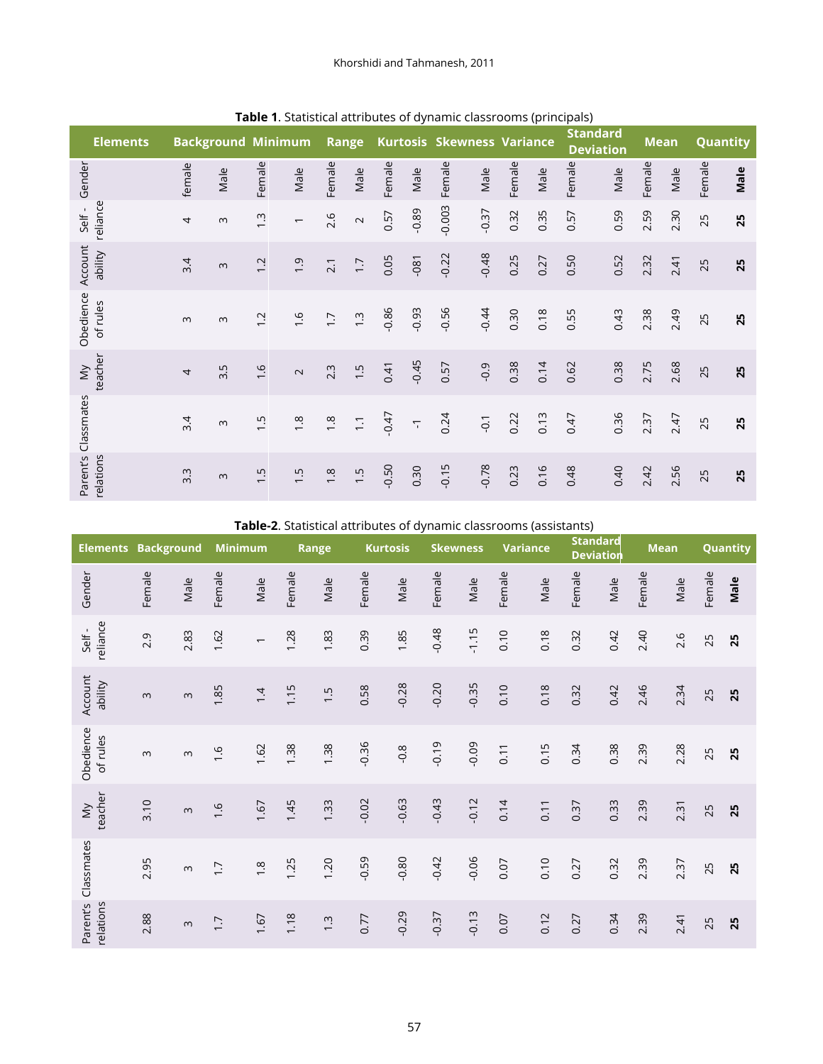**Table 1**. Statistical attributes of dynamic classrooms (principals)

| Elements | Background | | Minimum | | Range | | Kurtosis | | Skewness | | Variance | | Standard Deviation | | Mean | | Quantity | |
|---|---|---|---|---|---|---|---|---|---|---|---|---|---|---|---|---|---|---|
| Gender | female | Male | Female | Male | Female | Male | Female | Male | Female | Male | Female | Male | Female | Male | Female | Male | Female | **Male** |
| Self - reliance | 4 | 3 | 1.3 | 1 | 2.6 | 2 | 0.57 | -0.89 | -0.003 | -0.37 | 0.32 | 0.35 | 0.57 | 0.59 | 2.59 | 2.30 | 25 | **25** |
| Account ability | 3.4 | 3 | 1.2 | 1.9 | 2.1 | 1.7 | 0.05 | -081 | -0.22 | -0.48 | 0.25 | 0.27 | 0.50 | 0.52 | 2.32 | 2.41 | 25 | **25** |
| Obedience of rules | 3 | 3 | 1.2 | 1.6 | 1.7 | 1.3 | -0.86 | -0.93 | -0.56 | -0.44 | 0.30 | 0.18 | 0.55 | 0.43 | 2.38 | 2.49 | 25 | **25** |
| My teacher | 4 | 3.5 | 1.6 | 2 | 2.3 | 1.5 | 0.41 | -0.45 | 0.57 | -0.9 | 0.38 | 0.14 | 0.62 | 0.38 | 2.75 | 2.68 | 25 | **25** |
| Classmates | 3.4 | 3 | 1.5 | 1.8 | 1.8 | 1.1 | -0.47 | -1 | 0.24 | -0.1 | 0.22 | 0.13 | 0.47 | 0.36 | 2.37 | 2.47 | 25 | **25** |
| Parent's relations | 3.3 | 3 | 1.5 | 1.5 | 1.8 | 1.5 | -0.50 | 0.30 | -0.15 | -0.78 | 0.23 | 0.16 | 0.48 | 0.40 | 2.42 | 2.56 | 25 | **25** |

**Table-2**. Statistical attributes of dynamic classrooms (assistants)

| Elements | Background | | Minimum | | Range | | Kurtosis | | Skewness | | Variance | | Standard Deviation | | Mean | | Quantity | |
|---|---|---|---|---|---|---|---|---|---|---|---|---|---|---|---|---|---|---|
| Gender | Female | Male | Female | Male | Female | Male | Female | Male | Female | Male | Female | Male | Female | Male | Female | Male | Female | **Male** |
| Self - reliance | 2.9 | 2.83 | 1.62 | 1 | 1.28 | 1.83 | 0.39 | 1.85 | -0.48 | -1.15 | 0.10 | 0.18 | 0.32 | 0.42 | 2.40 | 2.6 | 25 | **25** |
| Account ability | 3 | 3 | 1.85 | 1.4 | 1.15 | 1.5 | 0.58 | -0.28 | -0.20 | -0.35 | 0.10 | 0.18 | 0.32 | 0.42 | 2.46 | 2.34 | 25 | **25** |
| Obedience of rules | 3 | 3 | 1.6 | 1.62 | 1.38 | 1.38 | -0.36 | -0.8 | -0.19 | -0.09 | 0.11 | 0.15 | 0.34 | 0.38 | 2.39 | 2.28 | 25 | **25** |
| My teacher | 3.10 | 3 | 1.6 | 1.67 | 1.45 | 1.33 | -0.02 | -0.63 | -0.43 | -0.12 | 0.14 | 0.11 | 0.37 | 0.33 | 2.39 | 2.31 | 25 | **25** |
| Classmates | 2.95 | 3 | 1.7 | 1.8 | 1.25 | 1.20 | -0.59 | -0.80 | -0.42 | -0.06 | 0.07 | 0.10 | 0.27 | 0.32 | 2.39 | 2.37 | 25 | **25** |
| Parent's relations | 2.88 | 3 | 1.7 | 1.67 | 1.18 | 1.3 | 0.77 | -0.29 | -0.37 | -0.13 | 0.07 | 0.12 | 0.27 | 0.34 | 2.39 | 2.41 | 25 | **25** |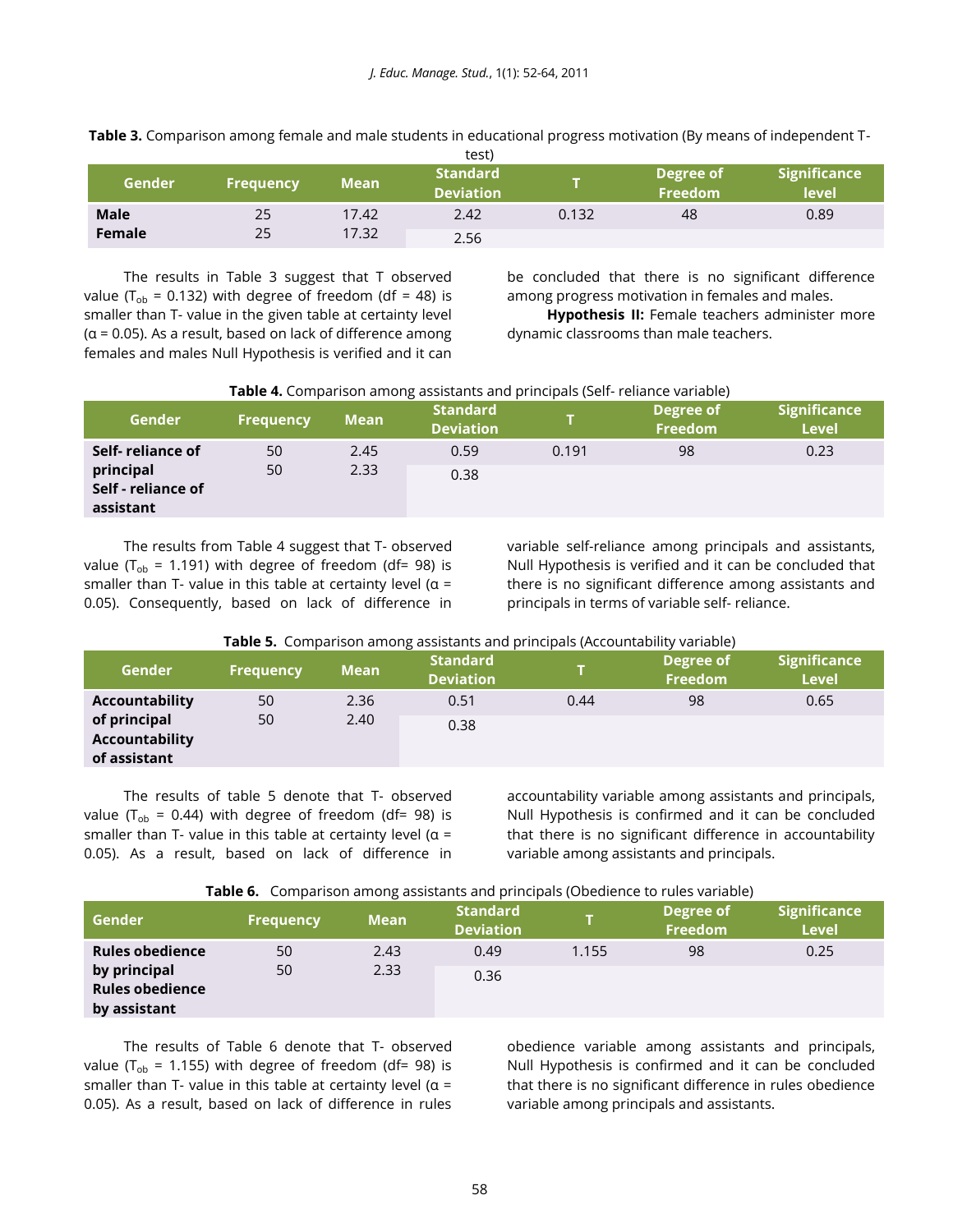**Table 3.** Comparison among female and male students in educational progress motivation (By means of independent T-test)

| Gender | Frequency | Mean | Standard Deviation | T | Degree of Freedom | Significance level |
|---|---|---|---|---|---|---|
| **Male** | 25 | 17.42 | 2.42 | 0.132 | 48 | 0.89 |
| **Female** | 25 | 17.32 | 2.56 | | | |

The results in Table 3 suggest that T observed value ($T_{ob}$ = 0.132) with degree of freedom (df = 48) is smaller than T- value in the given table at certainty level (α = 0.05). As a result, based on lack of difference among females and males Null Hypothesis is verified and it can be concluded that there is no significant difference among progress motivation in females and males.

**Hypothesis II:** Female teachers administer more dynamic classrooms than male teachers.

**Table 4.** Comparison among assistants and principals (Self- reliance variable)

| Gender | Frequency | Mean | Standard Deviation | T | Degree of Freedom | Significance Level |
|---|---|---|---|---|---|---|
| **Self- reliance of principal** | 50 | 2.45 | 0.59 | 0.191 | 98 | 0.23 |
| **Self - reliance of assistant** | 50 | 2.33 | 0.38 | | | |

The results from Table 4 suggest that T- observed value ($T_{ob}$ = 1.191) with degree of freedom (df= 98) is smaller than T- value in this table at certainty level (α = 0.05). Consequently, based on lack of difference in variable self-reliance among principals and assistants, Null Hypothesis is verified and it can be concluded that there is no significant difference among assistants and principals in terms of variable self- reliance.

**Table 5.** Comparison among assistants and principals (Accountability variable)

| Gender | Frequency | Mean | Standard Deviation | T | Degree of Freedom | Significance Level |
|---|---|---|---|---|---|---|
| **Accountability of principal** | 50 | 2.36 | 0.51 | 0.44 | 98 | 0.65 |
| **Accountability of assistant** | 50 | 2.40 | 0.38 | | | |

The results of table 5 denote that T- observed value ($T_{ob}$ = 0.44) with degree of freedom (df= 98) is smaller than T- value in this table at certainty level (α = 0.05). As a result, based on lack of difference in accountability variable among assistants and principals, Null Hypothesis is confirmed and it can be concluded that there is no significant difference in accountability variable among assistants and principals.

**Table 6.** Comparison among assistants and principals (Obedience to rules variable)

| Gender | Frequency | Mean | Standard Deviation | T | Degree of Freedom | Significance Level |
|---|---|---|---|---|---|---|
| **Rules obedience by principal** | 50 | 2.43 | 0.49 | 1.155 | 98 | 0.25 |
| **Rules obedience by assistant** | 50 | 2.33 | 0.36 | | | |

The results of Table 6 denote that T- observed value ($T_{ob}$ = 1.155) with degree of freedom (df= 98) is smaller than T- value in this table at certainty level (α = 0.05). As a result, based on lack of difference in rules obedience variable among assistants and principals, Null Hypothesis is confirmed and it can be concluded that there is no significant difference in rules obedience variable among principals and assistants.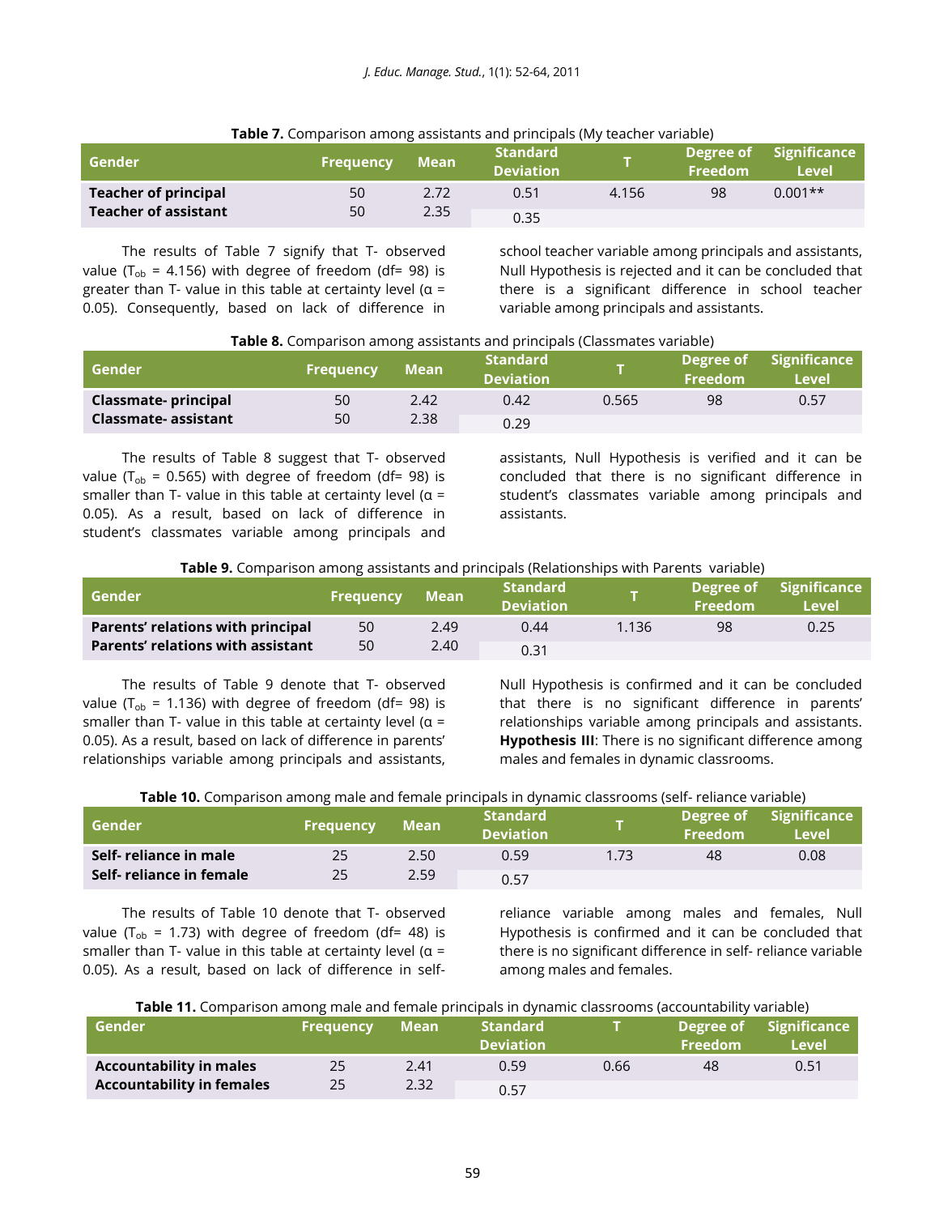**Table 7.** Comparison among assistants and principals (My teacher variable)

| Gender | Frequency | Mean | Standard Deviation | T | Degree of Freedom | Significance Level |
|---|---|---|---|---|---|---|
| **Teacher of principal** | 50 | 2.72 | 0.51 | 4.156 | 98 | 0.001** |
| **Teacher of assistant** | 50 | 2.35 | 0.35 | | | |

The results of Table 7 signify that T- observed value ($T_{ob}$ = 4.156) with degree of freedom (df= 98) is greater than T- value in this table at certainty level (α = 0.05). Consequently, based on lack of difference in school teacher variable among principals and assistants, Null Hypothesis is rejected and it can be concluded that there is a significant difference in school teacher variable among principals and assistants.

**Table 8.** Comparison among assistants and principals (Classmates variable)

| Gender | Frequency | Mean | Standard Deviation | T | Degree of Freedom | Significance Level |
|---|---|---|---|---|---|---|
| **Classmate- principal** | 50 | 2.42 | 0.42 | 0.565 | 98 | 0.57 |
| **Classmate- assistant** | 50 | 2.38 | 0.29 | | | |

The results of Table 8 suggest that T- observed value ($T_{ob}$ = 0.565) with degree of freedom (df= 98) is smaller than T- value in this table at certainty level (α = 0.05). As a result, based on lack of difference in student's classmates variable among principals and assistants, Null Hypothesis is verified and it can be concluded that there is no significant difference in student's classmates variable among principals and assistants.

**Table 9.** Comparison among assistants and principals (Relationships with Parents variable)

| Gender | Frequency | Mean | Standard Deviation | T | Degree of Freedom | Significance Level |
|---|---|---|---|---|---|---|
| **Parents' relations with principal** | 50 | 2.49 | 0.44 | 1.136 | 98 | 0.25 |
| **Parents' relations with assistant** | 50 | 2.40 | 0.31 | | | |

The results of Table 9 denote that T- observed value ($T_{ob}$ = 1.136) with degree of freedom (df= 98) is smaller than T- value in this table at certainty level (α = 0.05). As a result, based on lack of difference in parents' relationships variable among principals and assistants, Null Hypothesis is confirmed and it can be concluded that there is no significant difference in parents' relationships variable among principals and assistants.

**Hypothesis III**: There is no significant difference among males and females in dynamic classrooms.

**Table 10.** Comparison among male and female principals in dynamic classrooms (self- reliance variable)

| Gender | Frequency | Mean | Standard Deviation | T | Degree of Freedom | Significance Level |
|---|---|---|---|---|---|---|
| **Self- reliance in male** | 25 | 2.50 | 0.59 | 1.73 | 48 | 0.08 |
| **Self- reliance in female** | 25 | 2.59 | 0.57 | | | |

The results of Table 10 denote that T- observed value ($T_{ob}$ = 1.73) with degree of freedom (df= 48) is smaller than T- value in this table at certainty level (α = 0.05). As a result, based on lack of difference in self- reliance variable among males and females, Null Hypothesis is confirmed and it can be concluded that there is no significant difference in self- reliance variable among males and females.

**Table 11.** Comparison among male and female principals in dynamic classrooms (accountability variable)

| Gender | Frequency | Mean | Standard Deviation | T | Degree of Freedom | Significance Level |
|---|---|---|---|---|---|---|
| **Accountability in males** | 25 | 2.41 | 0.59 | 0.66 | 48 | 0.51 |
| **Accountability in females** | 25 | 2.32 | 0.57 | | | |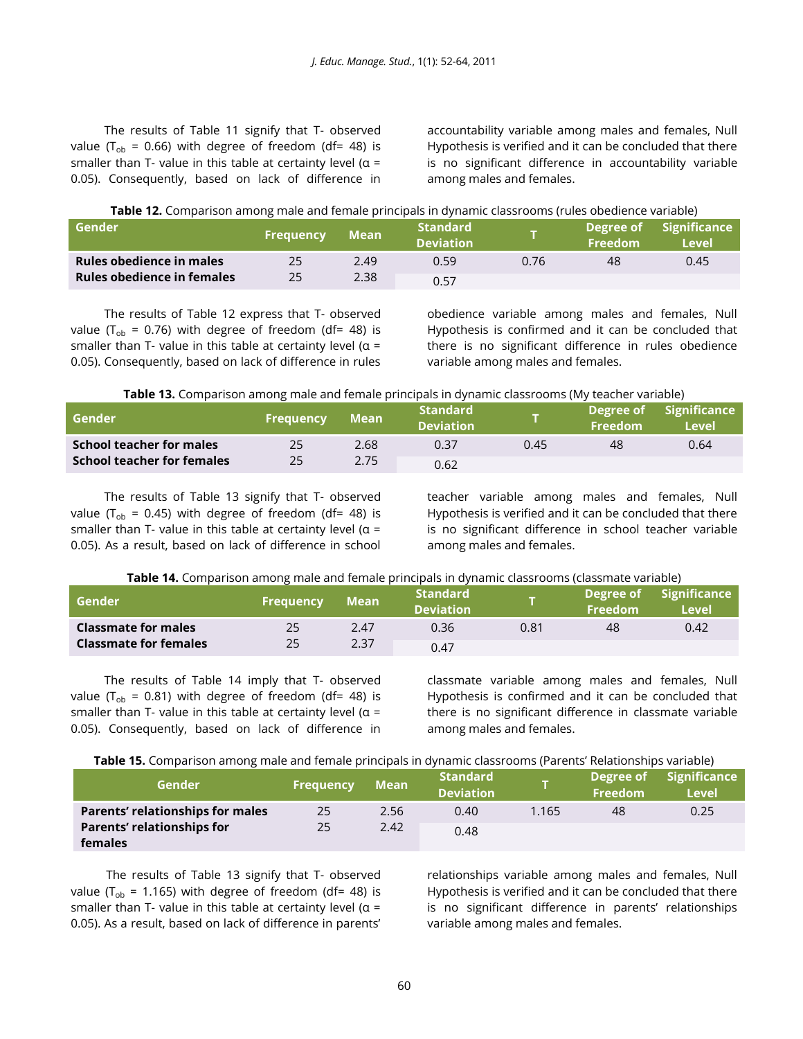The results of Table 11 signify that T- observed value ($T_{ob}$ = 0.66) with degree of freedom (df= 48) is smaller than T- value in this table at certainty level ($\alpha$ = 0.05). Consequently, based on lack of difference in accountability variable among males and females, Null Hypothesis is verified and it can be concluded that there is no significant difference in accountability variable among males and females.

**Table 12.** Comparison among male and female principals in dynamic classrooms (rules obedience variable)

| Gender | Frequency | Mean | Standard Deviation | T | Degree of Freedom | Significance Level |
|---|---|---|---|---|---|---|
| **Rules obedience in males** | 25 | 2.49 | 0.59 | 0.76 | 48 | 0.45 |
| **Rules obedience in females** | 25 | 2.38 | 0.57 | | | |

The results of Table 12 express that T- observed value ($T_{ob}$ = 0.76) with degree of freedom (df= 48) is smaller than T- value in this table at certainty level ($\alpha$ = 0.05). Consequently, based on lack of difference in rules obedience variable among males and females, Null Hypothesis is confirmed and it can be concluded that there is no significant difference in rules obedience variable among males and females.

**Table 13.** Comparison among male and female principals in dynamic classrooms (My teacher variable)

| Gender | Frequency | Mean | Standard Deviation | T | Degree of Freedom | Significance Level |
|---|---|---|---|---|---|---|
| **School teacher for males** | 25 | 2.68 | 0.37 | 0.45 | 48 | 0.64 |
| **School teacher for females** | 25 | 2.75 | 0.62 | | | |

The results of Table 13 signify that T- observed value ($T_{ob}$ = 0.45) with degree of freedom (df= 48) is smaller than T- value in this table at certainty level ($\alpha$ = 0.05). As a result, based on lack of difference in school teacher variable among males and females, Null Hypothesis is verified and it can be concluded that there is no significant difference in school teacher variable among males and females.

**Table 14.** Comparison among male and female principals in dynamic classrooms (classmate variable)

| Gender | Frequency | Mean | Standard Deviation | T | Degree of Freedom | Significance Level |
|---|---|---|---|---|---|---|
| **Classmate for males** | 25 | 2.47 | 0.36 | 0.81 | 48 | 0.42 |
| **Classmate for females** | 25 | 2.37 | 0.47 | | | |

The results of Table 14 imply that T- observed value ($T_{ob}$ = 0.81) with degree of freedom (df= 48) is smaller than T- value in this table at certainty level ($\alpha$ = 0.05). Consequently, based on lack of difference in classmate variable among males and females, Null Hypothesis is confirmed and it can be concluded that there is no significant difference in classmate variable among males and females.

**Table 15.** Comparison among male and female principals in dynamic classrooms (Parents' Relationships variable)

| Gender | Frequency | Mean | Standard Deviation | T | Degree of Freedom | Significance Level |
|---|---|---|---|---|---|---|
| **Parents' relationships for males** | 25 | 2.56 | 0.40 | 1.165 | 48 | 0.25 |
| **Parents' relationships for females** | 25 | 2.42 | 0.48 | | | |

The results of Table 13 signify that T- observed value ($T_{ob}$ = 1.165) with degree of freedom (df= 48) is smaller than T- value in this table at certainty level ($\alpha$ = 0.05). As a result, based on lack of difference in parents' relationships variable among males and females, Null Hypothesis is verified and it can be concluded that there is no significant difference in parents' relationships variable among males and females.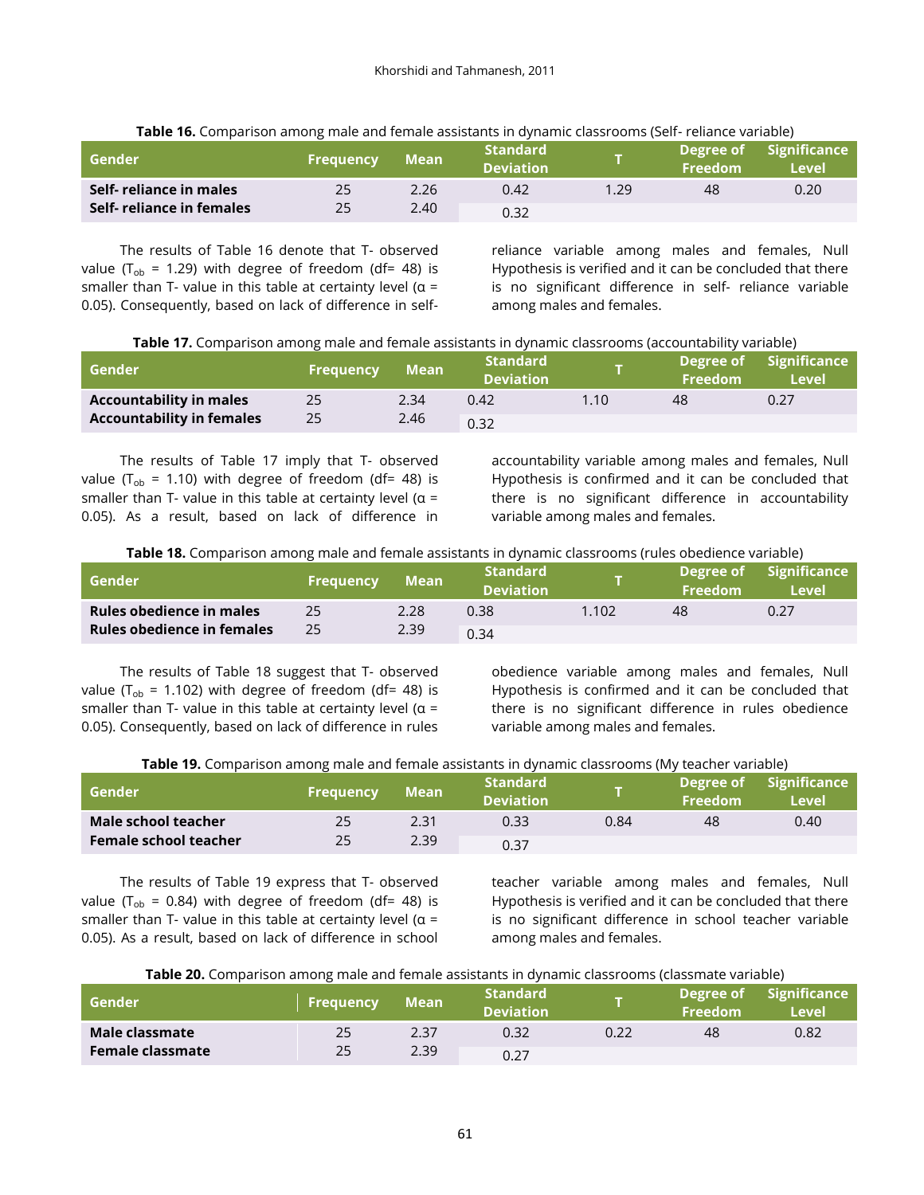**Table 16.** Comparison among male and female assistants in dynamic classrooms (Self- reliance variable)

| Gender | Frequency | Mean | Standard Deviation | T | Degree of Freedom | Significance Level |
|---|---|---|---|---|---|---|
| **Self- reliance in males** | 25 | 2.26 | 0.42 | 1.29 | 48 | 0.20 |
| **Self- reliance in females** | 25 | 2.40 | 0.32 | | | |

The results of Table 16 denote that T- observed value ($T_{ob}$ = 1.29) with degree of freedom (df= 48) is smaller than T- value in this table at certainty level (α = 0.05). Consequently, based on lack of difference in self-reliance variable among males and females, Null Hypothesis is verified and it can be concluded that there is no significant difference in self- reliance variable among males and females.

**Table 17.** Comparison among male and female assistants in dynamic classrooms (accountability variable)

| Gender | Frequency | Mean | Standard Deviation | T | Degree of Freedom | Significance Level |
|---|---|---|---|---|---|---|
| **Accountability in males** | 25 | 2.34 | 0.42 | 1.10 | 48 | 0.27 |
| **Accountability in females** | 25 | 2.46 | 0.32 | | | |

The results of Table 17 imply that T- observed value ($T_{ob}$ = 1.10) with degree of freedom (df= 48) is smaller than T- value in this table at certainty level (α = 0.05). As a result, based on lack of difference in accountability variable among males and females, Null Hypothesis is confirmed and it can be concluded that there is no significant difference in accountability variable among males and females.

**Table 18.** Comparison among male and female assistants in dynamic classrooms (rules obedience variable)

| Gender | Frequency | Mean | Standard Deviation | T | Degree of Freedom | Significance Level |
|---|---|---|---|---|---|---|
| **Rules obedience in males** | 25 | 2.28 | 0.38 | 1.102 | 48 | 0.27 |
| **Rules obedience in females** | 25 | 2.39 | 0.34 | | | |

The results of Table 18 suggest that T- observed value ($T_{ob}$ = 1.102) with degree of freedom (df= 48) is smaller than T- value in this table at certainty level (α = 0.05). Consequently, based on lack of difference in rules obedience variable among males and females, Null Hypothesis is confirmed and it can be concluded that there is no significant difference in rules obedience variable among males and females.

**Table 19.** Comparison among male and female assistants in dynamic classrooms (My teacher variable)

| Gender | Frequency | Mean | Standard Deviation | T | Degree of Freedom | Significance Level |
|---|---|---|---|---|---|---|
| **Male school teacher** | 25 | 2.31 | 0.33 | 0.84 | 48 | 0.40 |
| **Female school teacher** | 25 | 2.39 | 0.37 | | | |

The results of Table 19 express that T- observed value ($T_{ob}$ = 0.84) with degree of freedom (df= 48) is smaller than T- value in this table at certainty level (α = 0.05). As a result, based on lack of difference in school teacher variable among males and females, Null Hypothesis is verified and it can be concluded that there is no significant difference in school teacher variable among males and females.

**Table 20.** Comparison among male and female assistants in dynamic classrooms (classmate variable)

| Gender | Frequency | Mean | Standard Deviation | T | Degree of Freedom | Significance Level |
|---|---|---|---|---|---|---|
| **Male classmate** | 25 | 2.37 | 0.32 | 0.22 | 48 | 0.82 |
| **Female classmate** | 25 | 2.39 | 0.27 | | | |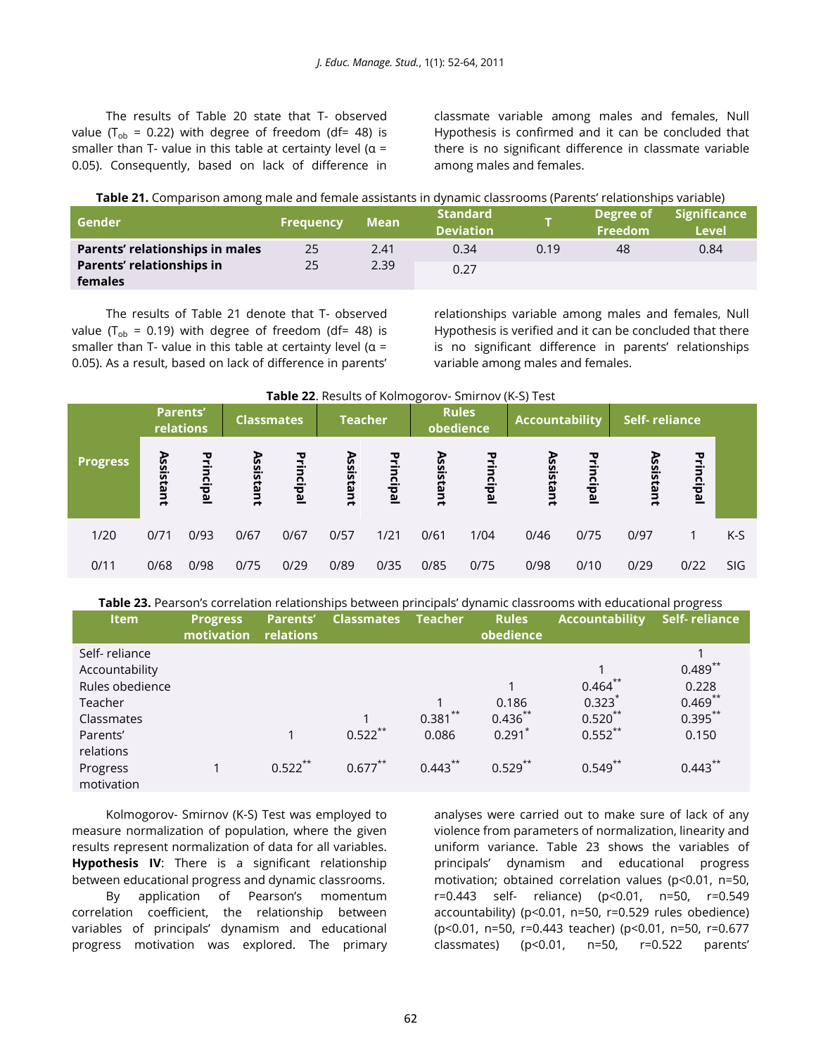The results of Table 20 state that T- observed value ($T_{ob}$ = 0.22) with degree of freedom (df= 48) is smaller than T- value in this table at certainty level (α = 0.05). Consequently, based on lack of difference in classmate variable among males and females, Null Hypothesis is confirmed and it can be concluded that there is no significant difference in classmate variable among males and females.

**Table 21.** Comparison among male and female assistants in dynamic classrooms (Parents' relationships variable)

| Gender | Frequency | Mean | Standard Deviation | T | Degree of Freedom | Significance Level |
|---|---|---|---|---|---|---|
| **Parents' relationships in males** | 25 | 2.41 | 0.34 | 0.19 | 48 | 0.84 |
| **Parents' relationships in females** | 25 | 2.39 | 0.27 | | | |

The results of Table 21 denote that T- observed value ($T_{ob}$ = 0.19) with degree of freedom (df= 48) is smaller than T- value in this table at certainty level (α = 0.05). As a result, based on lack of difference in parents' relationships variable among males and females, Null Hypothesis is verified and it can be concluded that there is no significant difference in parents' relationships variable among males and females.

**Table 22**. Results of Kolmogorov- Smirnov (K-S) Test

| Progress | Parents' relations | | Classmates | | Teacher | | Rules obedience | | Accountability | | Self- reliance | | |
|---|---|---|---|---|---|---|---|---|---|---|---|---|---|
| | Assistant | Principal | Assistant | Principal | Assistant | Principal | Assistant | Principal | Assistant | Principal | Assistant | Principal | |
| 1/20 | 0/71 | 0/93 | 0/67 | 0/67 | 0/57 | 1/21 | 0/61 | 1/04 | 0/46 | 0/75 | 0/97 | 1 | K-S |
| 0/11 | 0/68 | 0/98 | 0/75 | 0/29 | 0/89 | 0/35 | 0/85 | 0/75 | 0/98 | 0/10 | 0/29 | 0/22 | SIG |

**Table 23.** Pearson's correlation relationships between principals' dynamic classrooms with educational progress

| Item | Progress motivation | Parents' relations | Classmates | Teacher | Rules obedience | Accountability | Self- reliance |
|---|---|---|---|---|---|---|---|
| Self- reliance | | | | | | | 1 |
| Accountability | | | | | | 1 | 0.489** |
| Rules obedience | | | | | 1 | 0.464** | 0.228 |
| Teacher | | | | 1 | 0.186 | 0.323* | 0.469** |
| Classmates | | | 1 | 0.381** | 0.436** | 0.520** | 0.395** |
| Parents' relations | | 1 | 0.522** | 0.086 | 0.291* | 0.552** | 0.150 |
| Progress motivation | 1 | 0.522** | 0.677** | 0.443** | 0.529** | 0.549** | 0.443** |

Kolmogorov- Smirnov (K-S) Test was employed to measure normalization of population, where the given results represent normalization of data for all variables.

**Hypothesis IV**: There is a significant relationship between educational progress and dynamic classrooms.

By application of Pearson's momentum correlation coefficient, the relationship between variables of principals' dynamism and educational progress motivation was explored. The primary analyses were carried out to make sure of lack of any violence from parameters of normalization, linearity and uniform variance. Table 23 shows the variables of principals' dynamism and educational progress motivation; obtained correlation values ($p<0.01$, n=50, r=0.443 self- reliance) ($p<0.01$, n=50, r=0.549 accountability) ($p<0.01$, n=50, r=0.529 rules obedience) ($p<0.01$, n=50, r=0.443 teacher) ($p<0.01$, n=50, r=0.677 classmates) ($p<0.01$, n=50, r=0.522 parents'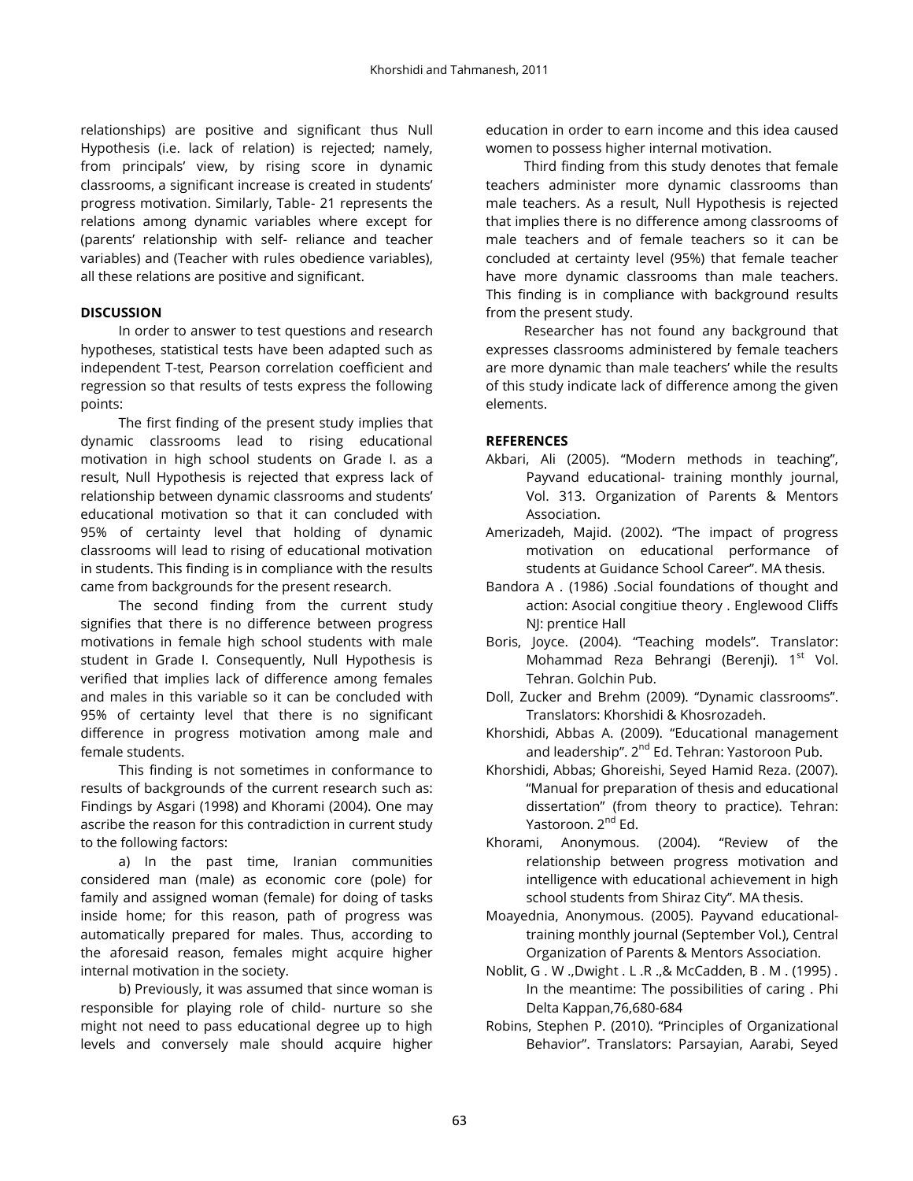relationships) are positive and significant thus Null Hypothesis (i.e. lack of relation) is rejected; namely, from principals' view, by rising score in dynamic classrooms, a significant increase is created in students' progress motivation. Similarly, Table- 21 represents the relations among dynamic variables where except for (parents' relationship with self- reliance and teacher variables) and (Teacher with rules obedience variables), all these relations are positive and significant.

## DISCUSSION

In order to answer to test questions and research hypotheses, statistical tests have been adapted such as independent T-test, Pearson correlation coefficient and regression so that results of tests express the following points:

The first finding of the present study implies that dynamic classrooms lead to rising educational motivation in high school students on Grade I. as a result, Null Hypothesis is rejected that express lack of relationship between dynamic classrooms and students' educational motivation so that it can concluded with 95% of certainty level that holding of dynamic classrooms will lead to rising of educational motivation in students. This finding is in compliance with the results came from backgrounds for the present research.

The second finding from the current study signifies that there is no difference between progress motivations in female high school students with male student in Grade I. Consequently, Null Hypothesis is verified that implies lack of difference among females and males in this variable so it can be concluded with 95% of certainty level that there is no significant difference in progress motivation among male and female students.

This finding is not sometimes in conformance to results of backgrounds of the current research such as: Findings by Asgari (1998) and Khorami (2004). One may ascribe the reason for this contradiction in current study to the following factors:

a) In the past time, Iranian communities considered man (male) as economic core (pole) for family and assigned woman (female) for doing of tasks inside home; for this reason, path of progress was automatically prepared for males. Thus, according to the aforesaid reason, females might acquire higher internal motivation in the society.

b) Previously, it was assumed that since woman is responsible for playing role of child- nurture so she might not need to pass educational degree up to high levels and conversely male should acquire higher education in order to earn income and this idea caused women to possess higher internal motivation.

Third finding from this study denotes that female teachers administer more dynamic classrooms than male teachers. As a result, Null Hypothesis is rejected that implies there is no difference among classrooms of male teachers and of female teachers so it can be concluded at certainty level (95%) that female teacher have more dynamic classrooms than male teachers. This finding is in compliance with background results from the present study.

Researcher has not found any background that expresses classrooms administered by female teachers are more dynamic than male teachers' while the results of this study indicate lack of difference among the given elements.

## REFERENCES

Akbari, Ali (2005). "Modern methods in teaching", Payvand educational- training monthly journal, Vol. 313. Organization of Parents & Mentors Association.

Amerizadeh, Majid. (2002). "The impact of progress motivation on educational performance of students at Guidance School Career". MA thesis.

Bandora A . (1986) .Social foundations of thought and action: Asocial congitiue theory . Englewood Cliffs NJ: prentice Hall

Boris, Joyce. (2004). "Teaching models". Translator: Mohammad Reza Behrangi (Berenji). 1st Vol. Tehran. Golchin Pub.

Doll, Zucker and Brehm (2009). "Dynamic classrooms". Translators: Khorshidi & Khosrozadeh.

Khorshidi, Abbas A. (2009). "Educational management and leadership". 2nd Ed. Tehran: Yastoroon Pub.

Khorshidi, Abbas; Ghoreishi, Seyed Hamid Reza. (2007). "Manual for preparation of thesis and educational dissertation" (from theory to practice). Tehran: Yastoroon. 2nd Ed.

Khorami, Anonymous. (2004). "Review of the relationship between progress motivation and intelligence with educational achievement in high school students from Shiraz City". MA thesis.

Moayednia, Anonymous. (2005). Payvand educational-training monthly journal (September Vol.), Central Organization of Parents & Mentors Association.

Noblit, G . W .,Dwight . L .R .,& McCadden, B . M . (1995) . In the meantime: The possibilities of caring . Phi Delta Kappan,76,680-684

Robins, Stephen P. (2010). "Principles of Organizational Behavior". Translators: Parsayian, Aarabi, Seyed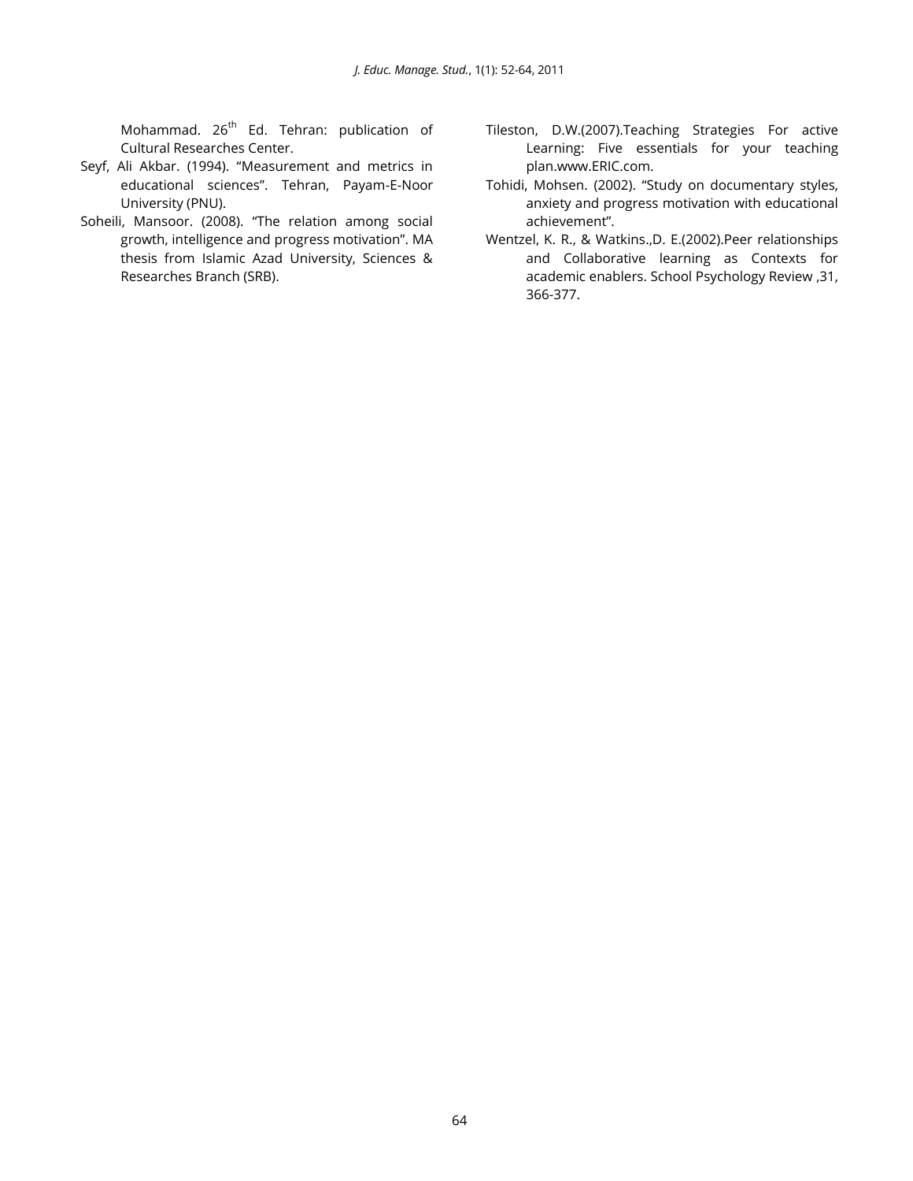Mohammad. 26th Ed. Tehran: publication of Cultural Researches Center.

Seyf, Ali Akbar. (1994). "Measurement and metrics in educational sciences". Tehran, Payam-E-Noor University (PNU).

Soheili, Mansoor. (2008). "The relation among social growth, intelligence and progress motivation". MA thesis from Islamic Azad University, Sciences & Researches Branch (SRB).

Tileston, D.W.(2007).Teaching Strategies For active Learning: Five essentials for your teaching plan.www.ERIC.com.

Tohidi, Mohsen. (2002). "Study on documentary styles, anxiety and progress motivation with educational achievement".

Wentzel, K. R., & Watkins.,D. E.(2002).Peer relationships and Collaborative learning as Contexts for academic enablers. School Psychology Review ,31, 366-377.